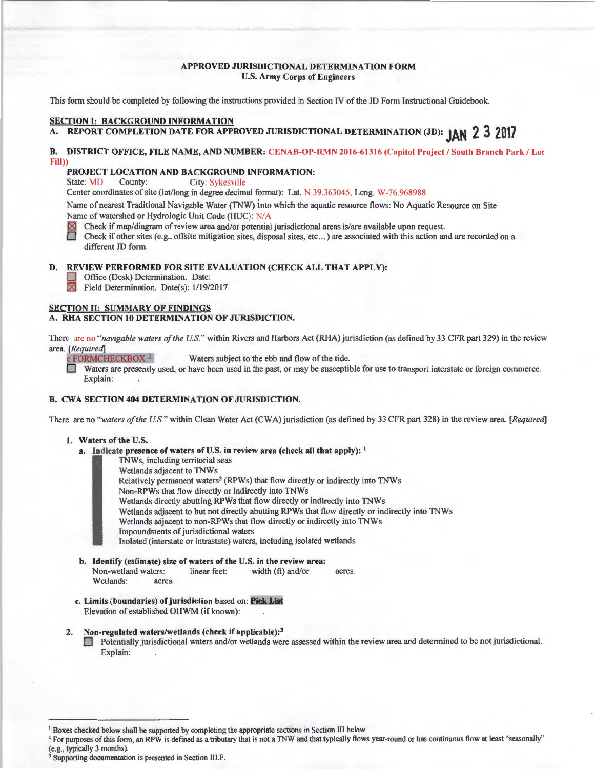**APPROVED JURISDICTIONAL DETERMINATION FORM**
**U.S. Army Corps of Engineers**

This form should be completed by following the instructions provided in Section IV of the JD Form Instructional Guidebook.

**SECTION I: BACKGROUND INFORMATION**

**A. REPORT COMPLETION DATE FOR APPROVED JURISDICTIONAL DETERMINATION (JD): JAN 23 2017**

**B. DISTRICT OFFICE, FILE NAME, AND NUMBER: CENAB-OP-RMN 2016-61316 (Capitol Project / South Branch Park / Lot Fill))**

**PROJECT LOCATION AND BACKGROUND INFORMATION:**

State: MD County: City: Sykesville

Center coordinates of site (lat/long in degree decimal format): Lat. N 39.363045, Long. W-76.968988

Name of nearest Traditional Navigable Water (TNW) into which the aquatic resource flows: No Aquatic Resource on Site

Name of watershed or Hydrologic Unit Code (HUC): N/A

- ☒ Check if map/diagram of review area and/or potential jurisdictional areas is/are available upon request.
- ☐ Check if other sites (e.g., offsite mitigation sites, disposal sites, etc...) are associated with this action and are recorded on a different JD form.

**D. REVIEW PERFORMED FOR SITE EVALUATION (CHECK ALL THAT APPLY):**

- ☐ Office (Desk) Determination. Date:
- ☒ Field Determination. Date(s): 1/19/2017

**SECTION II: SUMMARY OF FINDINGS**

**A. RHA SECTION 10 DETERMINATION OF JURISDICTION.**

There are no "*navigable waters of the U.S.*" within Rivers and Harbors Act (RHA) jurisdiction (as defined by 33 CFR part 329) in the review area. *[Required]*

- FORMCHECKBOX Waters subject to the ebb and flow of the tide.
- ☐ Waters are presently used, or have been used in the past, or may be susceptible for use to transport interstate or foreign commerce. Explain: .

**B. CWA SECTION 404 DETERMINATION OF JURISDICTION.**

There are no "*waters of the U.S.*" within Clean Water Act (CWA) jurisdiction (as defined by 33 CFR part 328) in the review area. *[Required]*

**1. Waters of the U.S.**

**a. Indicate presence of waters of U.S. in review area (check all that apply):** [1]

- TNWs, including territorial seas
- Wetlands adjacent to TNWs
- Relatively permanent waters[2] (RPWs) that flow directly or indirectly into TNWs
- Non-RPWs that flow directly or indirectly into TNWs
- Wetlands directly abutting RPWs that flow directly or indirectly into TNWs
- Wetlands adjacent to but not directly abutting RPWs that flow directly or indirectly into TNWs
- Wetlands adjacent to non-RPWs that flow directly or indirectly into TNWs
- Impoundments of jurisdictional waters
- Isolated (interstate or intrastate) waters, including isolated wetlands

**b. Identify (estimate) size of waters of the U.S. in the review area:**

Non-wetland waters: linear feet: width (ft) and/or acres.

Wetlands: acres.

**c. Limits (boundaries) of jurisdiction** based on: **Pick List**

Elevation of established OHWM (if known): .

**2. Non-regulated waters/wetlands (check if applicable):**[3]

- ☐ Potentially jurisdictional waters and/or wetlands were assessed within the review area and determined to be not jurisdictional. Explain: .

---

[1] Boxes checked below shall be supported by completing the appropriate sections in Section III below.

[2] For purposes of this form, an RPW is defined as a tributary that is not a TNW and that typically flows year-round or has continuous flow at least "seasonally" (e.g., typically 3 months).

[3] Supporting documentation is presented in Section III.F.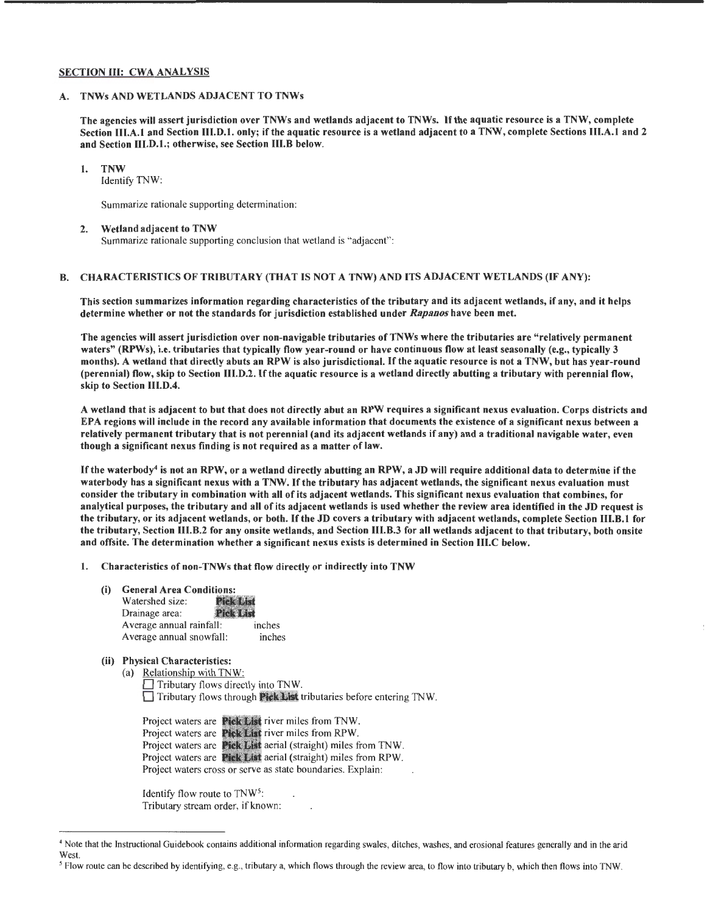## SECTION III: CWA ANALYSIS

### A. TNWs AND WETLANDS ADJACENT TO TNWs

**The agencies will assert jurisdiction over TNWs and wetlands adjacent to TNWs. If the aquatic resource is a TNW, complete Section III.A.1 and Section III.D.1. only; if the aquatic resource is a wetland adjacent to a TNW, complete Sections III.A.1 and 2 and Section III.D.1.; otherwise, see Section III.B below.**

1. **TNW**
   Identify TNW:

   Summarize rationale supporting determination:

2. **Wetland adjacent to TNW**
   Summarize rationale supporting conclusion that wetland is "adjacent":

### B. CHARACTERISTICS OF TRIBUTARY (THAT IS NOT A TNW) AND ITS ADJACENT WETLANDS (IF ANY):

**This section summarizes information regarding characteristics of the tributary and its adjacent wetlands, if any, and it helps determine whether or not the standards for jurisdiction established under *Rapanos* have been met.**

**The agencies will assert jurisdiction over non-navigable tributaries of TNWs where the tributaries are "relatively permanent waters" (RPWs), i.e. tributaries that typically flow year-round or have continuous flow at least seasonally (e.g., typically 3 months). A wetland that directly abuts an RPW is also jurisdictional. If the aquatic resource is not a TNW, but has year-round (perennial) flow, skip to Section III.D.2. If the aquatic resource is a wetland directly abutting a tributary with perennial flow, skip to Section III.D.4.**

**A wetland that is adjacent to but that does not directly abut an RPW requires a significant nexus evaluation. Corps districts and EPA regions will include in the record any available information that documents the existence of a significant nexus between a relatively permanent tributary that is not perennial (and its adjacent wetlands if any) and a traditional navigable water, even though a significant nexus finding is not required as a matter of law.**

**If the waterbody[4] is not an RPW, or a wetland directly abutting an RPW, a JD will require additional data to determine if the waterbody has a significant nexus with a TNW. If the tributary has adjacent wetlands, the significant nexus evaluation must consider the tributary in combination with all of its adjacent wetlands. This significant nexus evaluation that combines, for analytical purposes, the tributary and all of its adjacent wetlands is used whether the review area identified in the JD request is the tributary, or its adjacent wetlands, or both. If the JD covers a tributary with adjacent wetlands, complete Section III.B.1 for the tributary, Section III.B.2 for any onsite wetlands, and Section III.B.3 for all wetlands adjacent to that tributary, both onsite and offsite. The determination whether a significant nexus exists is determined in Section III.C below.**

1. **Characteristics of non-TNWs that flow directly or indirectly into TNW**

   **(i) General Area Conditions:**
   Watershed size: **Pick List**
   Drainage area: **Pick List**
   Average annual rainfall: inches
   Average annual snowfall: inches

   **(ii) Physical Characteristics:**
   (a) Relationship with TNW:
   ☐ Tributary flows directly into TNW.
   ☐ Tributary flows through **Pick List** tributaries before entering TNW.

   Project waters are **Pick List** river miles from TNW.
   Project waters are **Pick List** river miles from RPW.
   Project waters are **Pick List** aerial (straight) miles from TNW.
   Project waters are **Pick List** aerial (straight) miles from RPW.
   Project waters cross or serve as state boundaries. Explain: .

   Identify flow route to TNW[5]: .
   Tributary stream order, if known: .

---

[4] Note that the Instructional Guidebook contains additional information regarding swales, ditches, washes, and erosional features generally and in the arid West.

[5] Flow route can be described by identifying, e.g., tributary a, which flows through the review area, to flow into tributary b, which then flows into TNW.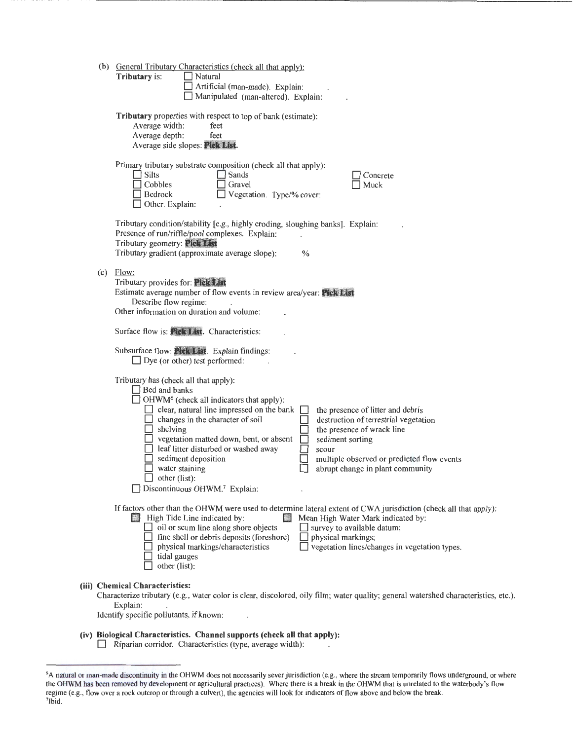(b) General Tributary Characteristics (check all that apply):

**Tributary** is:
- ☐ Natural
- ☐ Artificial (man-made). Explain: .
- ☐ Manipulated (man-altered). Explain: .

**Tributary** properties with respect to top of bank (estimate):

Average width: feet
Average depth: feet
Average side slopes: **Pick List.**

Primary tributary substrate composition (check all that apply):

- ☐ Silts
- ☐ Sands
- ☐ Concrete
- ☐ Cobbles
- ☐ Gravel
- ☐ Muck
- ☐ Bedrock
- ☐ Vegetation. Type/% cover:
- ☐ Other. Explain: .

Tributary condition/stability [e.g., highly eroding, sloughing banks]. Explain: .
Presence of run/riffle/pool complexes. Explain: .
Tributary geometry: **Pick List**
Tributary gradient (approximate average slope): %

(c) Flow:

Tributary provides for: **Pick List**
Estimate average number of flow events in review area/year: **Pick List**
Describe flow regime: .
Other information on duration and volume: .

Surface flow is: **Pick List**. Characteristics: .

Subsurface flow: **Pick List**. Explain findings: .
- ☐ Dye (or other) test performed: .

Tributary has (check all that apply):
- ☐ Bed and banks
- ☐ OHWM[6] (check all indicators that apply):
  - ☐ clear, natural line impressed on the bank
  - ☐ the presence of litter and debris
  - ☐ changes in the character of soil
  - ☐ destruction of terrestrial vegetation
  - ☐ shelving
  - ☐ the presence of wrack line
  - ☐ vegetation matted down, bent, or absent
  - ☐ sediment sorting
  - ☐ leaf litter disturbed or washed away
  - ☐ scour
  - ☐ sediment deposition
  - ☐ multiple observed or predicted flow events
  - ☐ water staining
  - ☐ abrupt change in plant community
  - ☐ other (list):
- ☐ Discontinuous OHWM.[7] Explain: .

If factors other than the OHWM were used to determine lateral extent of CWA jurisdiction (check all that apply):

- ☐ High Tide Line indicated by:
  - ☐ oil or scum line along shore objects
  - ☐ fine shell or debris deposits (foreshore)
  - ☐ physical markings/characteristics
  - ☐ tidal gauges
  - ☐ other (list):
- ☐ Mean High Water Mark indicated by:
  - ☐ survey to available datum;
  - ☐ physical markings;
  - ☐ vegetation lines/changes in vegetation types.

**(iii) Chemical Characteristics:**

Characterize tributary (e.g., water color is clear, discolored, oily film; water quality; general watershed characteristics, etc.). Explain: .

Identify specific pollutants, if known: .

**(iv) Biological Characteristics. Channel supports (check all that apply):**

- ☐ Riparian corridor. Characteristics (type, average width): .

---

[6] A natural or man-made discontinuity in the OHWM does not necessarily sever jurisdiction (e.g., where the stream temporarily flows underground, or where the OHWM has been removed by development or agricultural practices). Where there is a break in the OHWM that is unrelated to the waterbody's flow regime (e.g., flow over a rock outcrop or through a culvert), the agencies will look for indicators of flow above and below the break.

[7] Ibid.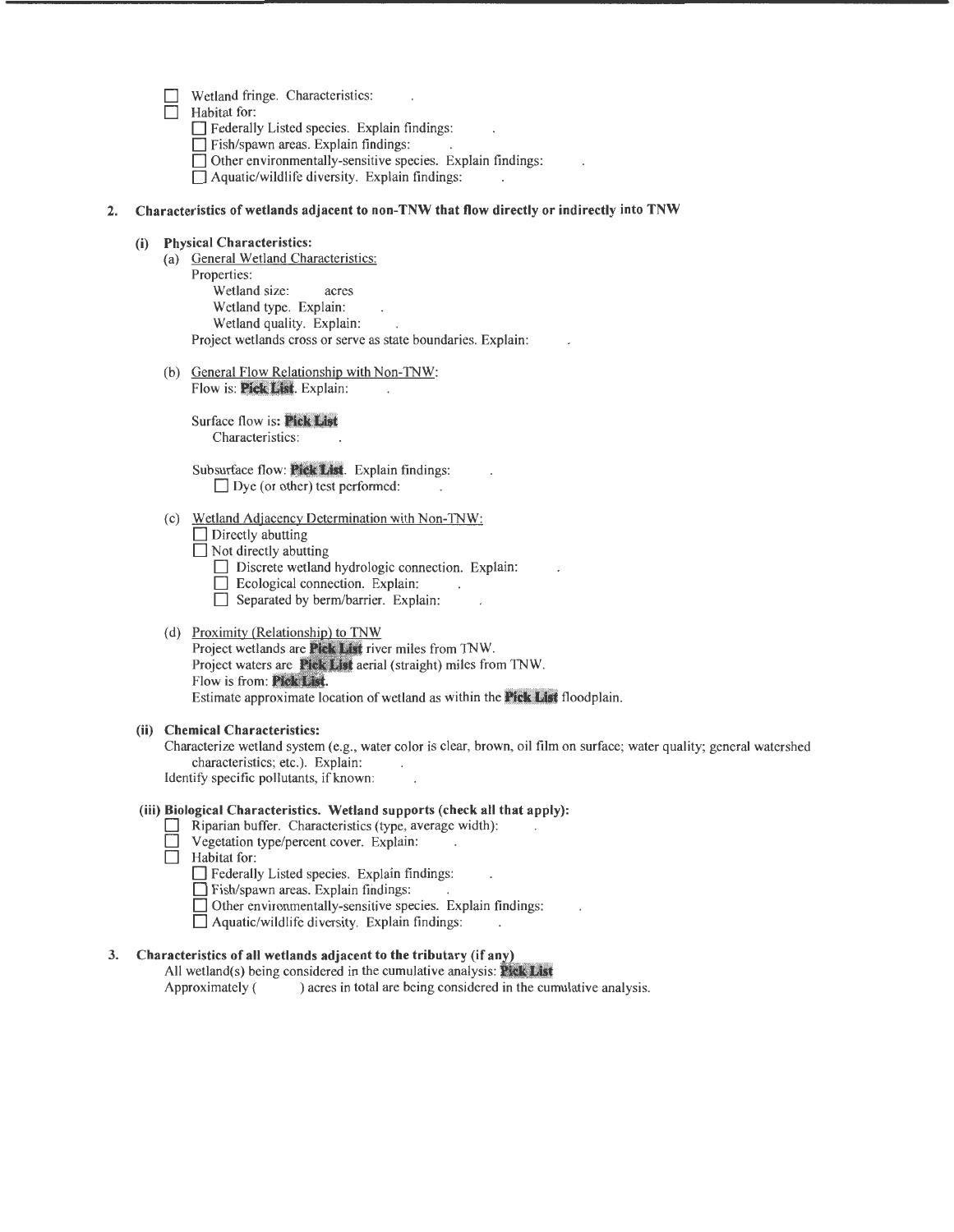- ☐ Wetland fringe. Characteristics: .
- ☐ Habitat for:
  - ☐ Federally Listed species. Explain findings: .
  - ☐ Fish/spawn areas. Explain findings: .
  - ☐ Other environmentally-sensitive species. Explain findings: .
  - ☐ Aquatic/wildlife diversity. Explain findings: .

**2. Characteristics of wetlands adjacent to non-TNW that flow directly or indirectly into TNW**

**(i) Physical Characteristics:**

(a) General Wetland Characteristics:

Properties:

Wetland size: acres

Wetland type. Explain: .

Wetland quality. Explain: .

Project wetlands cross or serve as state boundaries. Explain: .

(b) General Flow Relationship with Non-TNW:

Flow is: **Pick List**. Explain: .

Surface flow is: **Pick List**

Characteristics: .

Subsurface flow: **Pick List**. Explain findings: .

☐ Dye (or other) test performed: .

(c) Wetland Adjacency Determination with Non-TNW:

- ☐ Directly abutting
- ☐ Not directly abutting
  - ☐ Discrete wetland hydrologic connection. Explain: .
  - ☐ Ecological connection. Explain: .
  - ☐ Separated by berm/barrier. Explain: .

(d) Proximity (Relationship) to TNW

Project wetlands are **Pick List** river miles from TNW.

Project waters are **Pick List** aerial (straight) miles from TNW.

Flow is from: **Pick List**.

Estimate approximate location of wetland as within the **Pick List** floodplain.

**(ii) Chemical Characteristics:**

Characterize wetland system (e.g., water color is clear, brown, oil film on surface; water quality; general watershed characteristics; etc.). Explain: .

Identify specific pollutants, if known: .

**(iii) Biological Characteristics. Wetland supports (check all that apply):**

- ☐ Riparian buffer. Characteristics (type, average width): .
- ☐ Vegetation type/percent cover. Explain: .
- ☐ Habitat for:
  - ☐ Federally Listed species. Explain findings: .
  - ☐ Fish/spawn areas. Explain findings: .
  - ☐ Other environmentally-sensitive species. Explain findings: .
  - ☐ Aquatic/wildlife diversity. Explain findings: .

**3. Characteristics of all wetlands adjacent to the tributary (if any)**

All wetland(s) being considered in the cumulative analysis: **Pick List**

Approximately ( ) acres in total are being considered in the cumulative analysis.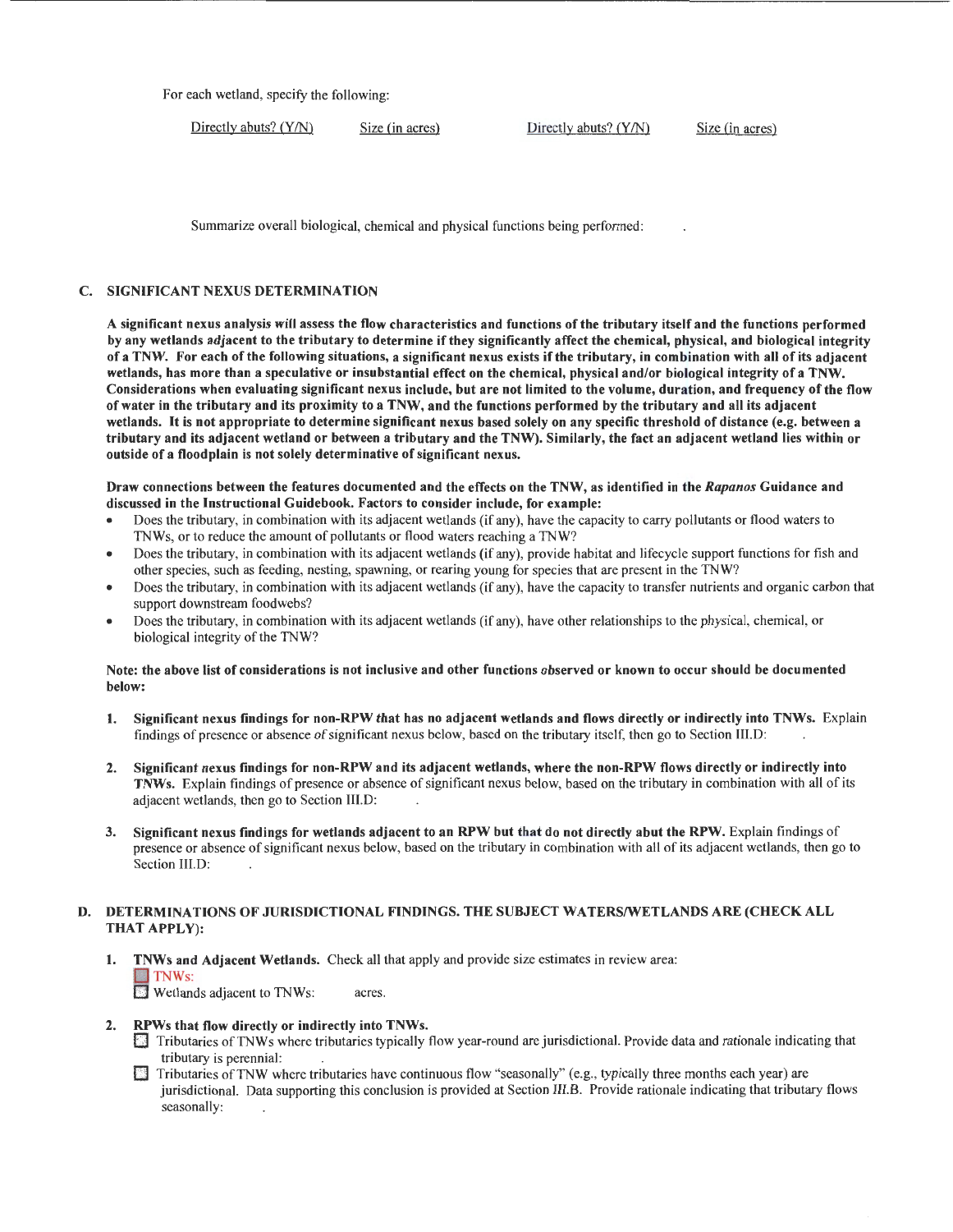For each wetland, specify the following:

| Directly abuts? (Y/N) | Size (in acres) | Directly abuts? (Y/N) | Size (in acres) |
|---|---|---|---|

Summarize overall biological, chemical and physical functions being performed: .

### C. SIGNIFICANT NEXUS DETERMINATION

**A significant nexus analysis will assess the flow characteristics and functions of the tributary itself and the functions performed by any wetlands *adjacent* to the tributary to determine if they significantly affect the chemical, physical, and biological integrity of a TNW. For each of the following situations, a significant nexus exists if the tributary, in combination with all of its adjacent wetlands, has more than a speculative or insubstantial effect on the chemical, physical and/or biological integrity of a TNW. Considerations when evaluating significant nexus include, but are not limited to the volume, duration, and frequency of the flow of water in the tributary and its proximity to a TNW, and the functions performed by the tributary and all its adjacent wetlands. It is not appropriate to determine significant nexus based solely on any specific threshold of distance (e.g. between a tributary and its adjacent wetland or between a tributary and the TNW). Similarly, the fact an adjacent wetland lies within or outside of a floodplain is not solely determinative of significant nexus.**

**Draw connections between the features documented and the effects on the TNW, as identified in the *Rapanos* Guidance and discussed in the Instructional Guidebook. Factors to consider include, for example:**

- Does the tributary, in combination with its adjacent wetlands (if any), have the capacity to carry pollutants or flood waters to TNWs, or to reduce the amount of pollutants or flood waters reaching a TNW?
- Does the tributary, in combination with its adjacent wetlands (if any), provide habitat and lifecycle support functions for fish and other species, such as feeding, nesting, spawning, or rearing young for species that are present in the TNW?
- Does the tributary, in combination with its adjacent wetlands (if any), have the capacity to transfer nutrients and organic carbon that support downstream foodwebs?
- Does the tributary, in combination with its adjacent wetlands (if any), have other relationships to the physical, chemical, or biological integrity of the TNW?

**Note: the above list of considerations is not inclusive and other functions observed or known to occur should be documented below:**

1. **Significant nexus findings for non-RPW that has no adjacent wetlands and flows directly or indirectly into TNWs.** Explain findings of presence or absence of significant nexus below, based on the tributary itself, then go to Section III.D: .

2. **Significant nexus findings for non-RPW and its adjacent wetlands, where the non-RPW flows directly or indirectly into TNWs.** Explain findings of presence or absence of significant nexus below, based on the tributary in combination with all of its adjacent wetlands, then go to Section III.D: .

3. **Significant nexus findings for wetlands adjacent to an RPW but that do not directly abut the RPW.** Explain findings of presence or absence of significant nexus below, based on the tributary in combination with all of its adjacent wetlands, then go to Section III.D: .

### D. DETERMINATIONS OF JURISDICTIONAL FINDINGS. THE SUBJECT WATERS/WETLANDS ARE (CHECK ALL THAT APPLY):

1. **TNWs and Adjacent Wetlands.** Check all that apply and provide size estimates in review area:
   - ☐ TNWs:
   - ☐ Wetlands adjacent to TNWs: acres.

2. **RPWs that flow directly or indirectly into TNWs.**
   - ☐ Tributaries of TNWs where tributaries typically flow year-round are jurisdictional. Provide data and rationale indicating that tributary is perennial: .
   - ☐ Tributaries of TNW where tributaries have continuous flow "seasonally" (e.g., typically three months each year) are jurisdictional. Data supporting this conclusion is provided at Section III.B. Provide rationale indicating that tributary flows seasonally: .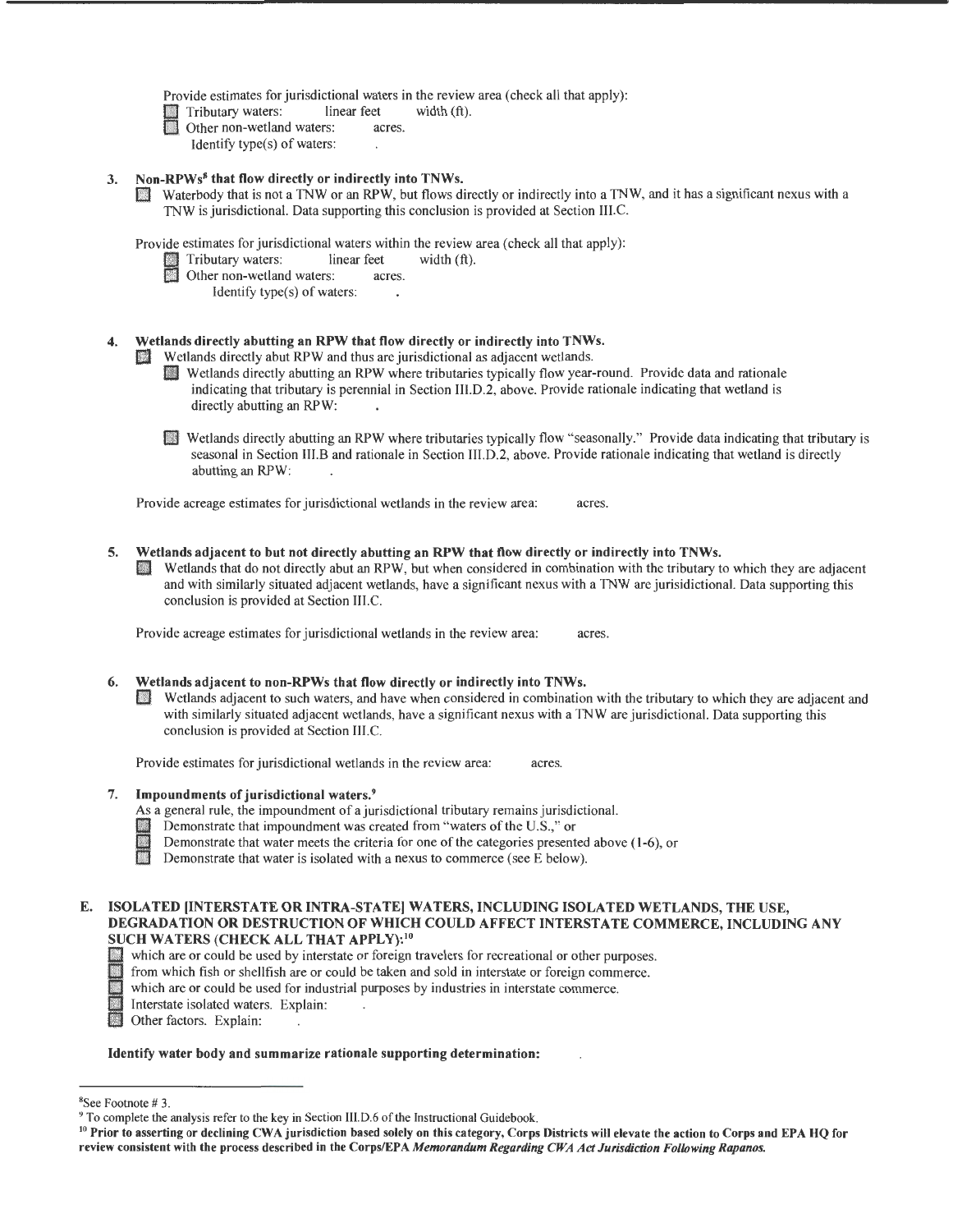Provide estimates for jurisdictional waters in the review area (check all that apply):

- ☐ Tributary waters: linear feet width (ft).
- ☐ Other non-wetland waters: acres.
  - Identify type(s) of waters: .

**3. Non-RPWs[8] that flow directly or indirectly into TNWs.**

☐ Waterbody that is not a TNW or an RPW, but flows directly or indirectly into a TNW, and it has a significant nexus with a TNW is jurisdictional. Data supporting this conclusion is provided at Section III.C.

Provide estimates for jurisdictional waters within the review area (check all that apply):

- ☐ Tributary waters: linear feet width (ft).
- ☐ Other non-wetland waters: acres.
  - Identify type(s) of waters: .

**4. Wetlands directly abutting an RPW that flow directly or indirectly into TNWs.**

☐ Wetlands directly abut RPW and thus are jurisdictional as adjacent wetlands.

- ☐ Wetlands directly abutting an RPW where tributaries typically flow year-round. Provide data and rationale indicating that tributary is perennial in Section III.D.2, above. Provide rationale indicating that wetland is directly abutting an RPW: .

- ☐ Wetlands directly abutting an RPW where tributaries typically flow "seasonally." Provide data indicating that tributary is seasonal in Section III.B and rationale in Section III.D.2, above. Provide rationale indicating that wetland is directly abutting an RPW: .

Provide acreage estimates for jurisdictional wetlands in the review area: acres.

**5. Wetlands adjacent to but not directly abutting an RPW that flow directly or indirectly into TNWs.**

☐ Wetlands that do not directly abut an RPW, but when considered in combination with the tributary to which they are adjacent and with similarly situated adjacent wetlands, have a significant nexus with a TNW are jurisidictional. Data supporting this conclusion is provided at Section III.C.

Provide acreage estimates for jurisdictional wetlands in the review area: acres.

**6. Wetlands adjacent to non-RPWs that flow directly or indirectly into TNWs.**

☐ Wetlands adjacent to such waters, and have when considered in combination with the tributary to which they are adjacent and with similarly situated adjacent wetlands, have a significant nexus with a TNW are jurisdictional. Data supporting this conclusion is provided at Section III.C.

Provide estimates for jurisdictional wetlands in the review area: acres.

**7. Impoundments of jurisdictional waters.[9]**

As a general rule, the impoundment of a jurisdictional tributary remains jurisdictional.

- ☐ Demonstrate that impoundment was created from "waters of the U.S.," or
- ☐ Demonstrate that water meets the criteria for one of the categories presented above (1-6), or
- ☐ Demonstrate that water is isolated with a nexus to commerce (see E below).

**E. ISOLATED [INTERSTATE OR INTRA-STATE] WATERS, INCLUDING ISOLATED WETLANDS, THE USE, DEGRADATION OR DESTRUCTION OF WHICH COULD AFFECT INTERSTATE COMMERCE, INCLUDING ANY SUCH WATERS (CHECK ALL THAT APPLY):[10]**

- ☐ which are or could be used by interstate or foreign travelers for recreational or other purposes.
- ☐ from which fish or shellfish are or could be taken and sold in interstate or foreign commerce.
- ☐ which are or could be used for industrial purposes by industries in interstate commerce.
- ☐ Interstate isolated waters. Explain: .
- ☐ Other factors. Explain: .

**Identify water body and summarize rationale supporting determination:** .

---

[8] See Footnote # 3.

[9] To complete the analysis refer to the key in Section III.D.6 of the Instructional Guidebook.

[10] **Prior to asserting or declining CWA jurisdiction based solely on this category, Corps Districts will elevate the action to Corps and EPA HQ for review consistent with the process described in the Corps/EPA *Memorandum Regarding CWA Act Jurisdiction Following Rapanos*.**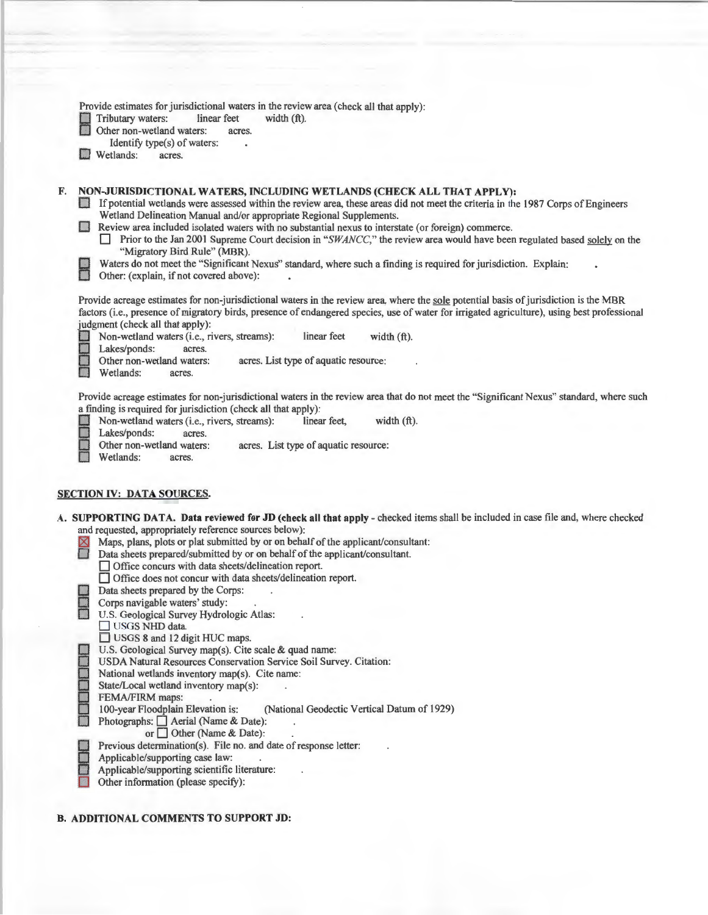Provide estimates for jurisdictional waters in the review area (check all that apply):

- ☐ Tributary waters: linear feet width (ft).
- ☐ Other non-wetland waters: acres.
  - Identify type(s) of waters: .
- ☐ Wetlands: acres.

**F. NON-JURISDICTIONAL WATERS, INCLUDING WETLANDS (CHECK ALL THAT APPLY):**

- ☐ If potential wetlands were assessed within the review area, these areas did not meet the criteria in the 1987 Corps of Engineers Wetland Delineation Manual and/or appropriate Regional Supplements.
- ☐ Review area included isolated waters with no substantial nexus to interstate (or foreign) commerce.
  - ☐ Prior to the Jan 2001 Supreme Court decision in "*SWANCC*," the review area would have been regulated based solely on the "Migratory Bird Rule" (MBR).
- ☐ Waters do not meet the "Significant Nexus" standard, where such a finding is required for jurisdiction. Explain: .
- ☐ Other: (explain, if not covered above): .

Provide acreage estimates for non-jurisdictional waters in the review area, where the sole potential basis of jurisdiction is the MBR factors (i.e., presence of migratory birds, presence of endangered species, use of water for irrigated agriculture), using best professional judgment (check all that apply):

- ☐ Non-wetland waters (i.e., rivers, streams): linear feet width (ft).
- ☐ Lakes/ponds: acres.
- ☐ Other non-wetland waters: acres. List type of aquatic resource: .
- ☐ Wetlands: acres.

Provide acreage estimates for non-jurisdictional waters in the review area that do not meet the "Significant Nexus" standard, where such a finding is required for jurisdiction (check all that apply):

- ☐ Non-wetland waters (i.e., rivers, streams): linear feet, width (ft).
- ☐ Lakes/ponds: acres.
- ☐ Other non-wetland waters: acres. List type of aquatic resource:
- ☐ Wetlands: acres.

## SECTION IV: DATA SOURCES.

**A. SUPPORTING DATA. Data reviewed for JD (check all that apply** - checked items shall be included in case file and, where checked and requested, appropriately reference sources below):

- ☒ Maps, plans, plots or plat submitted by or on behalf of the applicant/consultant:
- ☐ Data sheets prepared/submitted by or on behalf of the applicant/consultant.
  - ☐ Office concurs with data sheets/delineation report.
  - ☐ Office does not concur with data sheets/delineation report.
- ☐ Data sheets prepared by the Corps: .
- ☐ Corps navigable waters' study: .
- ☐ U.S. Geological Survey Hydrologic Atlas: .
  - ☐ USGS NHD data.
  - ☐ USGS 8 and 12 digit HUC maps.
- ☐ U.S. Geological Survey map(s). Cite scale & quad name:
- ☐ USDA Natural Resources Conservation Service Soil Survey. Citation:
- ☐ National wetlands inventory map(s). Cite name:
- ☐ State/Local wetland inventory map(s): .
- ☐ FEMA/FIRM maps: .
- ☐ 100-year Floodplain Elevation is: (National Geodectic Vertical Datum of 1929)
- ☐ Photographs: ☐ Aerial (Name & Date): .
  or ☐ Other (Name & Date): .
- ☐ Previous determination(s). File no. and date of response letter: .
- ☐ Applicable/supporting case law: .
- ☐ Applicable/supporting scientific literature: .
- ☐ Other information (please specify):

**B. ADDITIONAL COMMENTS TO SUPPORT JD:**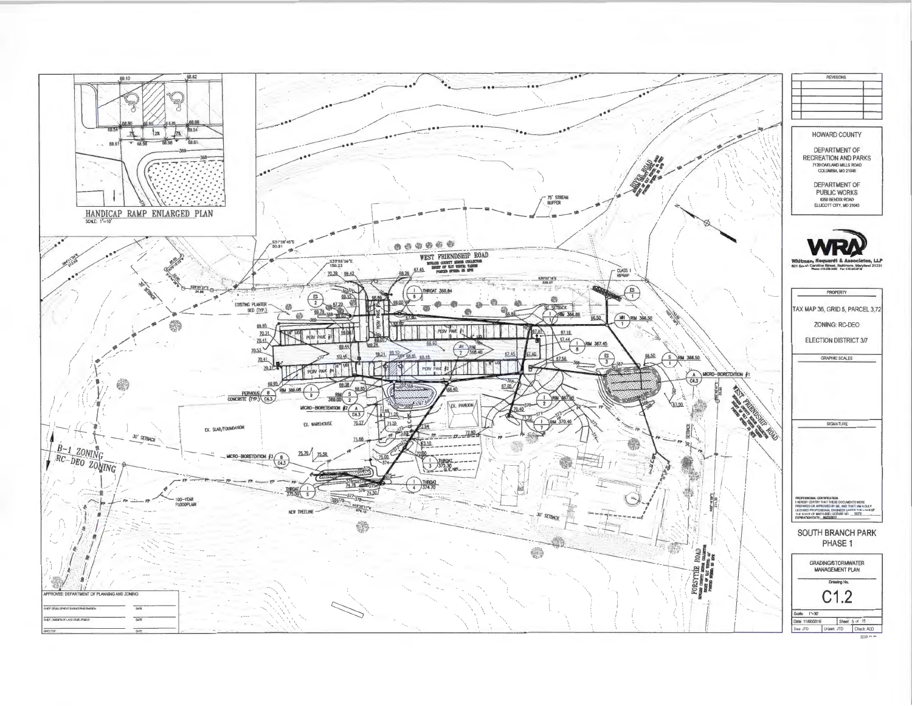HANDICAP RAMP ENLARGED PLAN

SCALE: 1"=10'

WEST FRIENDSHIP ROAD

HOWARD COUNTY MINOR COLLECTOR

RIVER ROAD

FORSYTHE ROAD

75' STREAM BUFFER

CLASS I RIPRAP

EXISTING PLANTER BED (TYP.)

PERV PAVE #1

PERV PAVE #2

PERV PAVE #3

PERV PAVE #4

PERVIOUS CONCRETE (TYP.)

MICRO-BIORETENTION #1

MICRO-BIORETENTION #2

MICRO-BIORETENTION #3

EX. PAVILION

EX. WAREHOUSE

EX. SLAB/FOUNDATION

B-1 ZONING

RC-DEO ZONING

30' SETBACK

100-YEAR FLOODPLAIN

NEW TREELINE

THROAT 368.84

THROAT 372.30

THROAT 374.70

THROAT 375.00

RIM 366.80

RIM 366.50

RIM 367.45

RIM 368.40

RIM 369.00

RIM 369.08

RIM 367.90

RIM 370.40

APPROVED: DEPARTMENT OF PLANNING AND ZONING

| | |
|---|---|
| CHIEF, DEVELOPMENT ENGINEERING DIVISION | DATE |
| CHIEF, DIVISION OF LAND DEVELOPMENT | DATE |
| DIRECTOR | DATE |

REVISIONS

HOWARD COUNTY

DEPARTMENT OF RECREATION AND PARKS
7120 OAKLAND MILLS ROAD
COLUMBIA, MD 21046

DEPARTMENT OF PUBLIC WORKS
9250 BENDIX ROAD
ELLICOTT CITY, MD 21043

WRA

Whitman, Requardt & Associates, LLP
801 South Caroline Street, Baltimore, Maryland 21231

PROPERTY

TAX MAP 36, GRID 5, PARCEL 3,72

ZONING: RC-DEO

ELECTION DISTRICT 3/7

GRAPHIC SCALES

SIGNATURE

PROFESSIONAL CERTIFICATION. I HEREBY CERTIFY THAT THESE DOCUMENTS WERE PREPARED OR APPROVED BY ME, AND THAT I AM A DULY LICENSED PROFESSIONAL ENGINEER UNDER THE LAWS OF THE STATE OF MARYLAND, LICENSE NO. 19378 EXPIRATION DATE: 06/22/2017

SOUTH BRANCH PARK PHASE 1

GRADING/STORMWATER MANAGEMENT PLAN

Drawing No.

C1.2

| | | |
|---|---|---|
| Scale: 1"=30' | | |
| Date: 11/00/2016 | Sheet 5 of 15 | |
| Des: JTD | Drawn: JTD | Check: ADO |